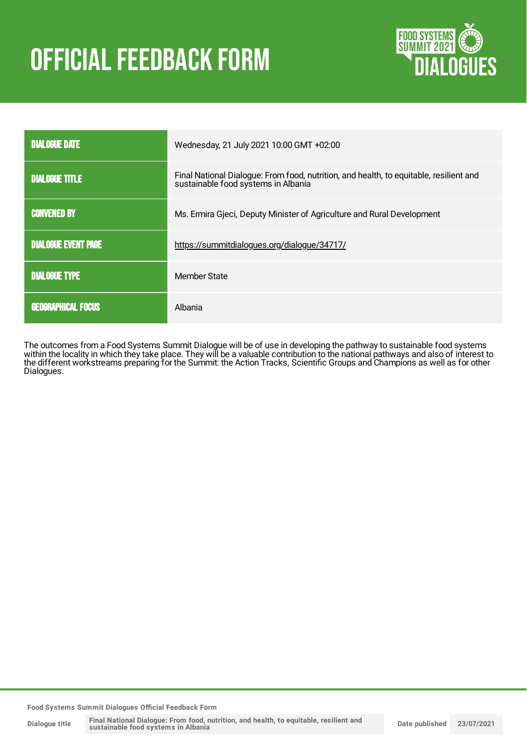# OFFICIAL FEEDBACK FORM

| | |
|---|---|
| DIALOGUE DATE | Wednesday, 21 July 2021 10:00 GMT +02:00 |
| DIALOGUE TITLE | Final National Dialogue: From food, nutrition, and health, to equitable, resilient and sustainable food systems in Albania |
| CONVENED BY | Ms. Ermira Gjeci, Deputy Minister of Agriculture and Rural Development |
| DIALOGUE EVENT PAGE | https://summitdialogues.org/dialogue/34717/ |
| DIALOGUE TYPE | Member State |
| GEOGRAPHICAL FOCUS | Albania |

The outcomes from a Food Systems Summit Dialogue will be of use in developing the pathway to sustainable food systems within the locality in which they take place. They will be a valuable contribution to the national pathways and also of interest to the different workstreams preparing for the Summit: the Action Tracks, Scientific Groups and Champions as well as for other Dialogues.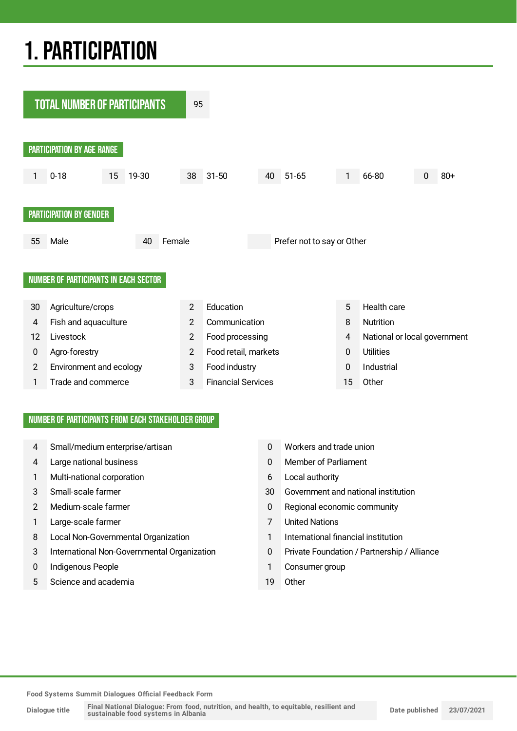# 1. PARTICIPATION

**TOTAL NUMBER OF PARTICIPANTS** 95

## PARTICIPATION BY AGE RANGE

| 1 | 0-18 | 15 | 19-30 | 38 | 31-50 | 40 | 51-65 | 1 | 66-80 | 0 | 80+ |
|---|---|---|---|---|---|---|---|---|---|---|---|

## PARTICIPATION BY GENDER

| 55 | Male | 40 | Female | | Prefer not to say or Other |
|---|---|---|---|---|---|

## NUMBER OF PARTICIPANTS IN EACH SECTOR

| | | | | | |
|---|---|---|---|---|---|
| 30 | Agriculture/crops | 2 | Education | 5 | Health care |
| 4 | Fish and aquaculture | 2 | Communication | 8 | Nutrition |
| 12 | Livestock | 2 | Food processing | 4 | National or local government |
| 0 | Agro-forestry | 2 | Food retail, markets | 0 | Utilities |
| 2 | Environment and ecology | 3 | Food industry | 0 | Industrial |
| 1 | Trade and commerce | 3 | Financial Services | 15 | Other |

## NUMBER OF PARTICIPANTS FROM EACH STAKEHOLDER GROUP

| | | | |
|---|---|---|---|
| 4 | Small/medium enterprise/artisan | 0 | Workers and trade union |
| 4 | Large national business | 0 | Member of Parliament |
| 1 | Multi-national corporation | 6 | Local authority |
| 3 | Small-scale farmer | 30 | Government and national institution |
| 2 | Medium-scale farmer | 0 | Regional economic community |
| 1 | Large-scale farmer | 7 | United Nations |
| 8 | Local Non-Governmental Organization | 1 | International financial institution |
| 3 | International Non-Governmental Organization | 0 | Private Foundation / Partnership / Alliance |
| 0 | Indigenous People | 1 | Consumer group |
| 5 | Science and academia | 19 | Other |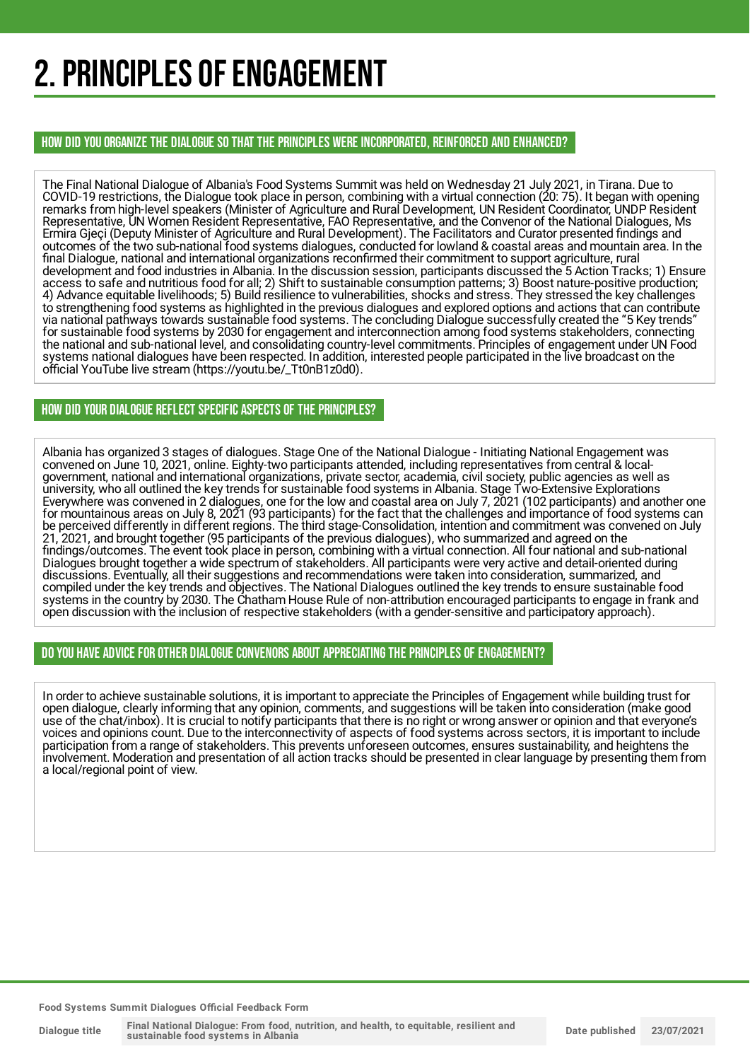# 2. PRINCIPLES OF ENGAGEMENT

## HOW DID YOU ORGANIZE THE DIALOGUE SO THAT THE PRINCIPLES WERE INCORPORATED, REINFORCED AND ENHANCED?

The Final National Dialogue of Albania's Food Systems Summit was held on Wednesday 21 July 2021, in Tirana. Due to COVID-19 restrictions, the Dialogue took place in person, combining with a virtual connection (20: 75). It began with opening remarks from high-level speakers (Minister of Agriculture and Rural Development, UN Resident Coordinator, UNDP Resident Representative, UN Women Resident Representative, FAO Representative, and the Convenor of the National Dialogues, Ms Ermira Gjeçi (Deputy Minister of Agriculture and Rural Development). The Facilitators and Curator presented findings and outcomes of the two sub-national food systems dialogues, conducted for lowland & coastal areas and mountain area. In the final Dialogue, national and international organizations reconfirmed their commitment to support agriculture, rural development and food industries in Albania. In the discussion session, participants discussed the 5 Action Tracks; 1) Ensure access to safe and nutritious food for all; 2) Shift to sustainable consumption patterns; 3) Boost nature-positive production; 4) Advance equitable livelihoods; 5) Build resilience to vulnerabilities, shocks and stress. They stressed the key challenges to strengthening food systems as highlighted in the previous dialogues and explored options and actions that can contribute via national pathways towards sustainable food systems. The concluding Dialogue successfully created the "5 Key trends" for sustainable food systems by 2030 for engagement and interconnection among food systems stakeholders, connecting the national and sub-national level, and consolidating country-level commitments. Principles of engagement under UN Food systems national dialogues have been respected. In addition, interested people participated in the live broadcast on the official YouTube live stream (https://youtu.be/_Tt0nB1z0d0).

## HOW DID YOUR DIALOGUE REFLECT SPECIFIC ASPECTS OF THE PRINCIPLES?

Albania has organized 3 stages of dialogues. Stage One of the National Dialogue - Initiating National Engagement was convened on June 10, 2021, online. Eighty-two participants attended, including representatives from central & local-government, national and international organizations, private sector, academia, civil society, public agencies as well as university, who all outlined the key trends for sustainable food systems in Albania. Stage Two-Extensive Explorations Everywhere was convened in 2 dialogues, one for the low and coastal area on July 7, 2021 (102 participants) and another one for mountainous areas on July 8, 2021 (93 participants) for the fact that the challenges and importance of food systems can be perceived differently in different regions. The third stage-Consolidation, intention and commitment was convened on July 21, 2021, and brought together (95 participants of the previous dialogues), who summarized and agreed on the findings/outcomes. The event took place in person, combining with a virtual connection. All four national and sub-national Dialogues brought together a wide spectrum of stakeholders. All participants were very active and detail-oriented during discussions. Eventually, all their suggestions and recommendations were taken into consideration, summarized, and compiled under the key trends and objectives. The National Dialogues outlined the key trends to ensure sustainable food systems in the country by 2030. The Chatham House Rule of non-attribution encouraged participants to engage in frank and open discussion with the inclusion of respective stakeholders (with a gender-sensitive and participatory approach).

## DO YOU HAVE ADVICE FOR OTHER DIALOGUE CONVENORS ABOUT APPRECIATING THE PRINCIPLES OF ENGAGEMENT?

In order to achieve sustainable solutions, it is important to appreciate the Principles of Engagement while building trust for open dialogue, clearly informing that any opinion, comments, and suggestions will be taken into consideration (make good use of the chat/inbox). It is crucial to notify participants that there is no right or wrong answer or opinion and that everyone's voices and opinions count. Due to the interconnectivity of aspects of food systems across sectors, it is important to include participation from a range of stakeholders. This prevents unforeseen outcomes, ensures sustainability, and heightens the involvement. Moderation and presentation of all action tracks should be presented in clear language by presenting them from a local/regional point of view.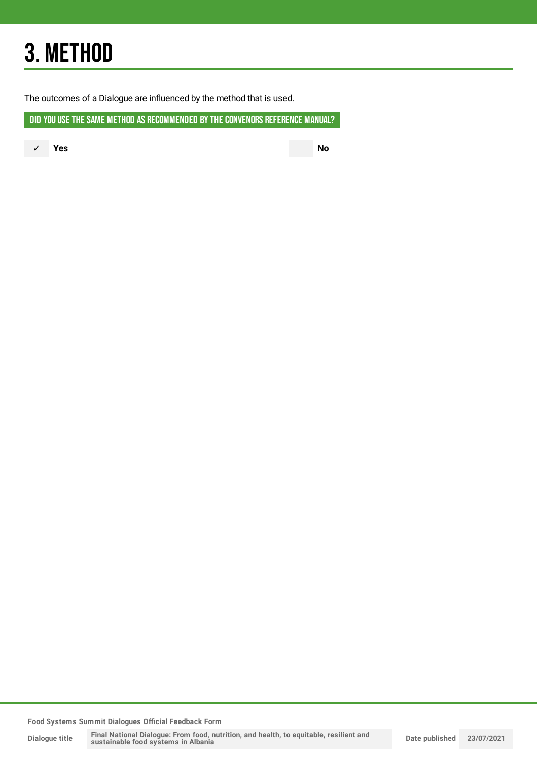# 3. METHOD

The outcomes of a Dialogue are influenced by the method that is used.

**DID YOU USE THE SAME METHOD AS RECOMMENDED BY THE CONVENORS REFERENCE MANUAL?**

✓ **Yes**

**No**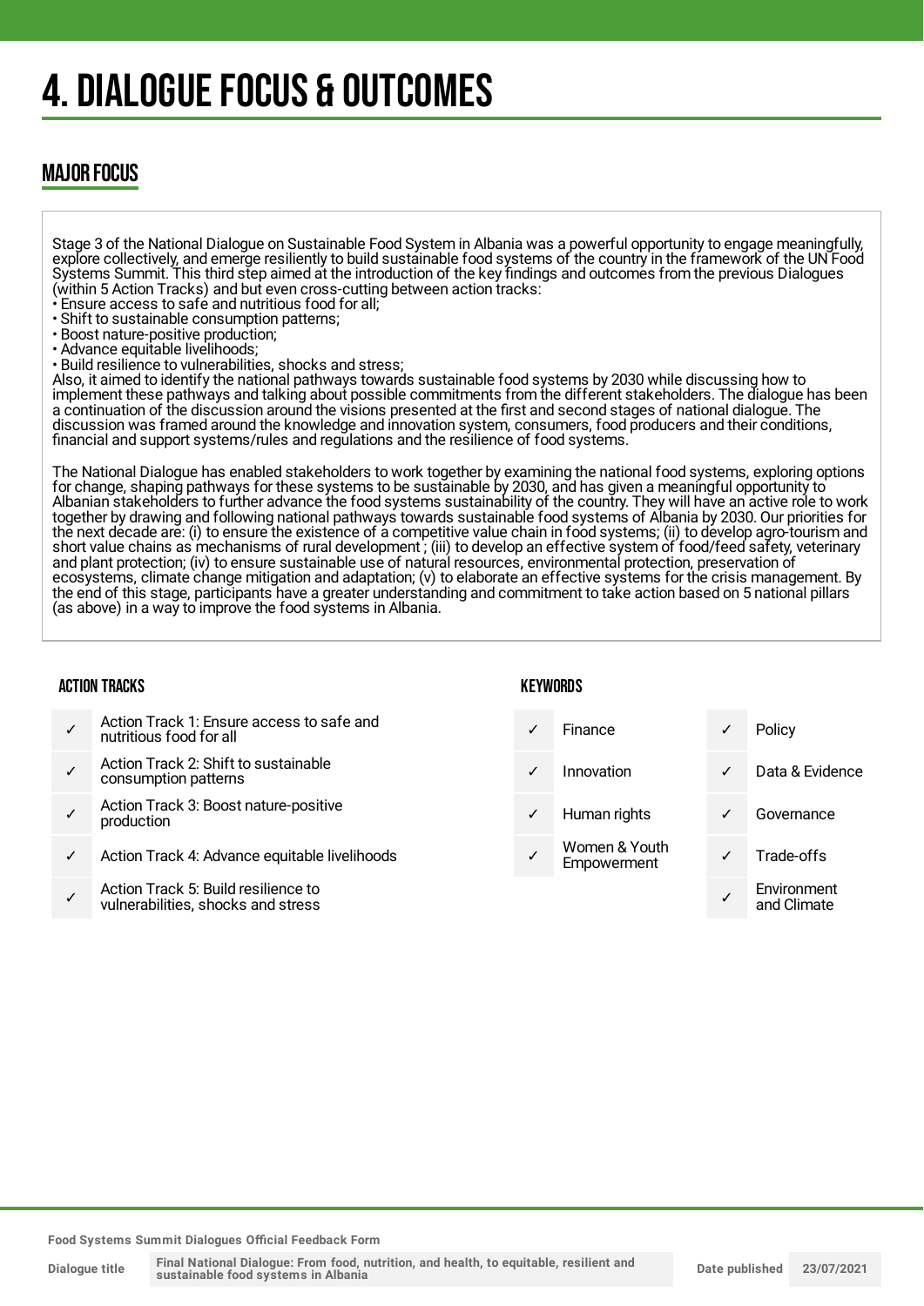# 4. DIALOGUE FOCUS & OUTCOMES

## MAJOR FOCUS

Stage 3 of the National Dialogue on Sustainable Food System in Albania was a powerful opportunity to engage meaningfully, explore collectively, and emerge resiliently to build sustainable food systems of the country in the framework of the UN Food Systems Summit. This third step aimed at the introduction of the key findings and outcomes from the previous Dialogues (within 5 Action Tracks) and but even cross-cutting between action tracks:

- Ensure access to safe and nutritious food for all;
- Shift to sustainable consumption patterns;
- Boost nature-positive production;
- Advance equitable livelihoods;
- Build resilience to vulnerabilities, shocks and stress;

Also, it aimed to identify the national pathways towards sustainable food systems by 2030 while discussing how to implement these pathways and talking about possible commitments from the different stakeholders. The dialogue has been a continuation of the discussion around the visions presented at the first and second stages of national dialogue. The discussion was framed around the knowledge and innovation system, consumers, food producers and their conditions, financial and support systems/rules and regulations and the resilience of food systems.

The National Dialogue has enabled stakeholders to work together by examining the national food systems, exploring options for change, shaping pathways for these systems to be sustainable by 2030, and has given a meaningful opportunity to Albanian stakeholders to further advance the food systems sustainability of the country. They will have an active role to work together by drawing and following national pathways towards sustainable food systems of Albania by 2030. Our priorities for the next decade are: (i) to ensure the existence of a competitive value chain in food systems; (ii) to develop agro-tourism and short value chains as mechanisms of rural development ; (iii) to develop an effective system of food/feed safety, veterinary and plant protection; (iv) to ensure sustainable use of natural resources, environmental protection, preservation of ecosystems, climate change mitigation and adaptation; (v) to elaborate an effective systems for the crisis management. By the end of this stage, participants have a greater understanding and commitment to take action based on 5 national pillars (as above) in a way to improve the food systems in Albania.

### ACTION TRACKS

- ✓ Action Track 1: Ensure access to safe and nutritious food for all
- ✓ Action Track 2: Shift to sustainable consumption patterns
- ✓ Action Track 3: Boost nature-positive production
- ✓ Action Track 4: Advance equitable livelihoods
- ✓ Action Track 5: Build resilience to vulnerabilities, shocks and stress

### KEYWORDS

- ✓ Finance
- ✓ Innovation
- ✓ Human rights
- ✓ Women & Youth Empowerment
- ✓ Policy
- ✓ Data & Evidence
- ✓ Governance
- ✓ Trade-offs
- ✓ Environment and Climate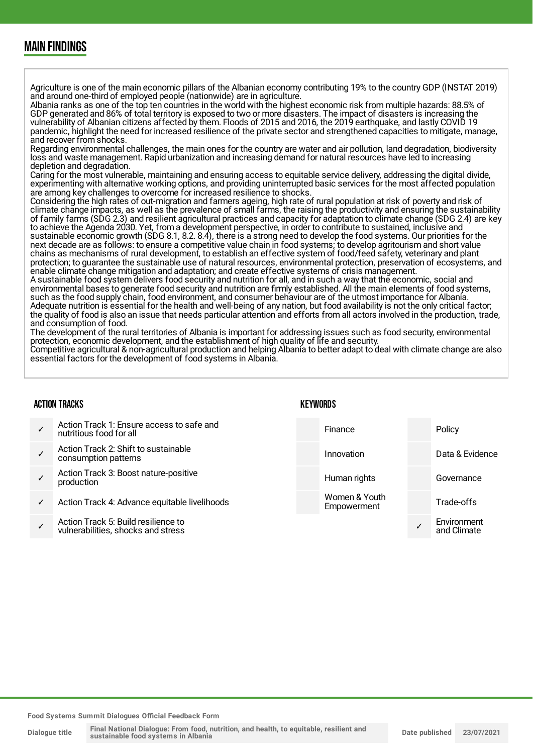## MAIN FINDINGS

Agriculture is one of the main economic pillars of the Albanian economy contributing 19% to the country GDP (INSTAT 2019) and around one-third of employed people (nationwide) are in agriculture.
Albania ranks as one of the top ten countries in the world with the highest economic risk from multiple hazards: 88.5% of GDP generated and 86% of total territory is exposed to two or more disasters. The impact of disasters is increasing the vulnerability of Albanian citizens affected by them. Floods of 2015 and 2016, the 2019 earthquake, and lastly COVID 19 pandemic, highlight the need for increased resilience of the private sector and strengthened capacities to mitigate, manage, and recover from shocks.
Regarding environmental challenges, the main ones for the country are water and air pollution, land degradation, biodiversity loss and waste management. Rapid urbanization and increasing demand for natural resources have led to increasing depletion and degradation.
Caring for the most vulnerable, maintaining and ensuring access to equitable service delivery, addressing the digital divide, experimenting with alternative working options, and providing uninterrupted basic services for the most affected population are among key challenges to overcome for increased resilience to shocks.
Considering the high rates of out-migration and farmers ageing, high rate of rural population at risk of poverty and risk of climate change impacts, as well as the prevalence of small farms, the raising the productivity and ensuring the sustainability of family farms (SDG 2.3) and resilient agricultural practices and capacity for adaptation to climate change (SDG 2.4) are key to achieve the Agenda 2030. Yet, from a development perspective, in order to contribute to sustained, inclusive and sustainable economic growth (SDG 8.1, 8.2. 8.4), there is a strong need to develop the food systems. Our priorities for the next decade are as follows: to ensure a competitive value chain in food systems; to develop agritourism and short value chains as mechanisms of rural development, to establish an effective system of food/feed safety, veterinary and plant protection; to guarantee the sustainable use of natural resources, environmental protection, preservation of ecosystems, and enable climate change mitigation and adaptation; and create effective systems of crisis management.
A sustainable food system delivers food security and nutrition for all, and in such a way that the economic, social and environmental bases to generate food security and nutrition are firmly established. All the main elements of food systems, such as the food supply chain, food environment, and consumer behaviour are of the utmost importance for Albania.
Adequate nutrition is essential for the health and well-being of any nation, but food availability is not the only critical factor; the quality of food is also an issue that needs particular attention and efforts from all actors involved in the production, trade, and consumption of food.
The development of the rural territories of Albania is important for addressing issues such as food security, environmental protection, economic development, and the establishment of high quality of life and security.
Competitive agricultural & non-agricultural production and helping Albania to better adapt to deal with climate change are also essential factors for the development of food systems in Albania.

### ACTION TRACKS

| | |
|---|---|
| ✓ | Action Track 1: Ensure access to safe and nutritious food for all |
| ✓ | Action Track 2: Shift to sustainable consumption patterns |
| ✓ | Action Track 3: Boost nature-positive production |
| ✓ | Action Track 4: Advance equitable livelihoods |
| ✓ | Action Track 5: Build resilience to vulnerabilities, shocks and stress |

### KEYWORDS

| | | | |
|---|---|---|---|
| | Finance | | Policy |
| | Innovation | | Data & Evidence |
| | Human rights | | Governance |
| | Women & Youth Empowerment | | Trade-offs |
| | | ✓ | Environment and Climate |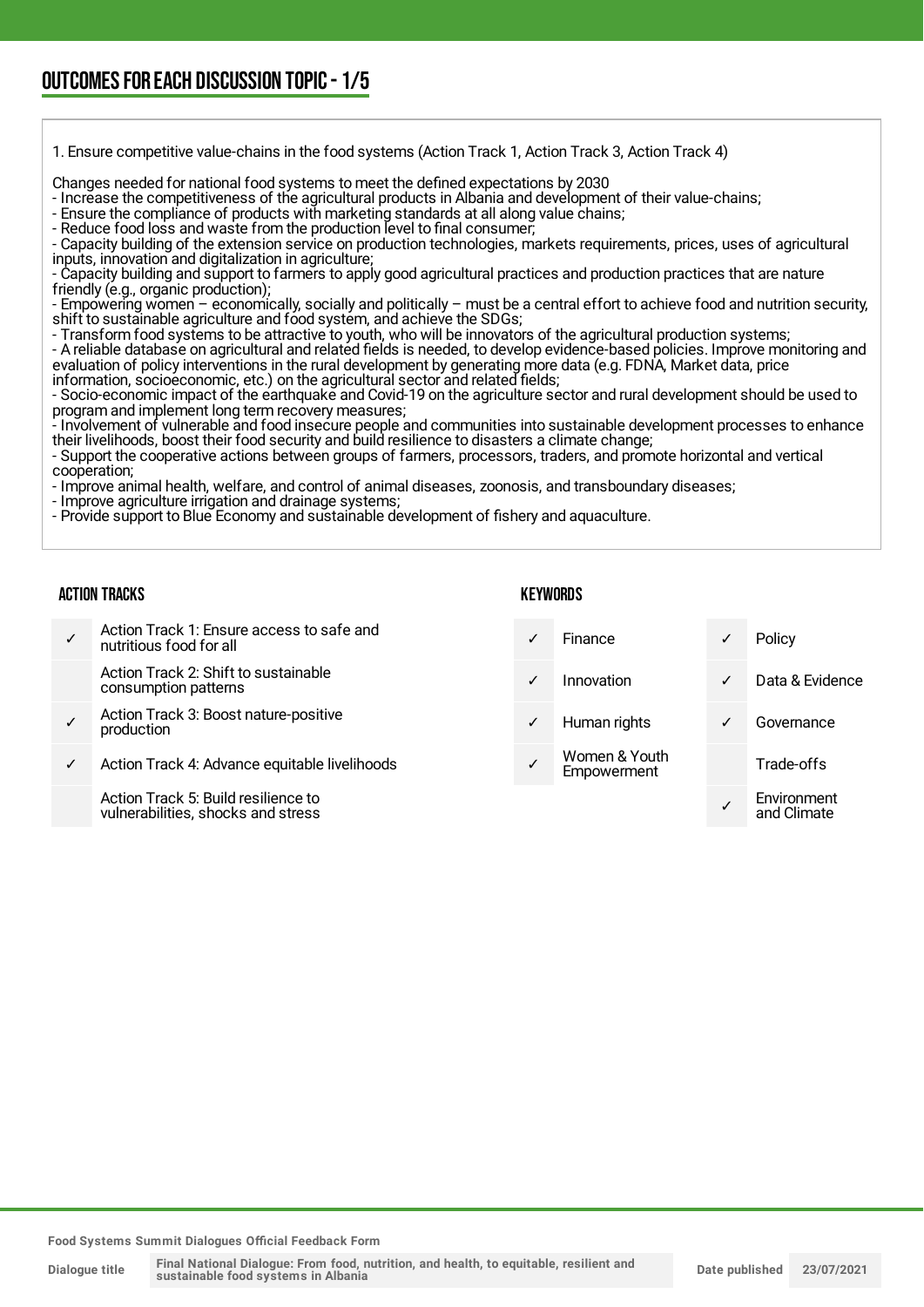## OUTCOMES FOR EACH DISCUSSION TOPIC - 1/5

1. Ensure competitive value-chains in the food systems (Action Track 1, Action Track 3, Action Track 4)

Changes needed for national food systems to meet the defined expectations by 2030
- Increase the competitiveness of the agricultural products in Albania and development of their value-chains;
- Ensure the compliance of products with marketing standards at all along value chains;
- Reduce food loss and waste from the production level to final consumer;
- Capacity building of the extension service on production technologies, markets requirements, prices, uses of agricultural inputs, innovation and digitalization in agriculture;
- Capacity building and support to farmers to apply good agricultural practices and production practices that are nature friendly (e.g., organic production);
- Empowering women – economically, socially and politically – must be a central effort to achieve food and nutrition security, shift to sustainable agriculture and food system, and achieve the SDGs;
- Transform food systems to be attractive to youth, who will be innovators of the agricultural production systems;
- A reliable database on agricultural and related fields is needed, to develop evidence-based policies. Improve monitoring and evaluation of policy interventions in the rural development by generating more data (e.g. FDNA, Market data, price information, socioeconomic, etc.) on the agricultural sector and related fields;
- Socio-economic impact of the earthquake and Covid-19 on the agriculture sector and rural development should be used to program and implement long term recovery measures;
- Involvement of vulnerable and food insecure people and communities into sustainable development processes to enhance their livelihoods, boost their food security and build resilience to disasters a climate change;
- Support the cooperative actions between groups of farmers, processors, traders, and promote horizontal and vertical cooperation;
- Improve animal health, welfare, and control of animal diseases, zoonosis, and transboundary diseases;
- Improve agriculture irrigation and drainage systems;
- Provide support to Blue Economy and sustainable development of fishery and aquaculture.

### ACTION TRACKS

| | |
|---|---|
| ✓ | Action Track 1: Ensure access to safe and nutritious food for all |
| | Action Track 2: Shift to sustainable consumption patterns |
| ✓ | Action Track 3: Boost nature-positive production |
| ✓ | Action Track 4: Advance equitable livelihoods |
| | Action Track 5: Build resilience to vulnerabilities, shocks and stress |

### KEYWORDS

| | | | |
|---|---|---|---|
| ✓ | Finance | ✓ | Policy |
| ✓ | Innovation | ✓ | Data & Evidence |
| ✓ | Human rights | ✓ | Governance |
| ✓ | Women & Youth Empowerment | | Trade-offs |
| | | ✓ | Environment and Climate |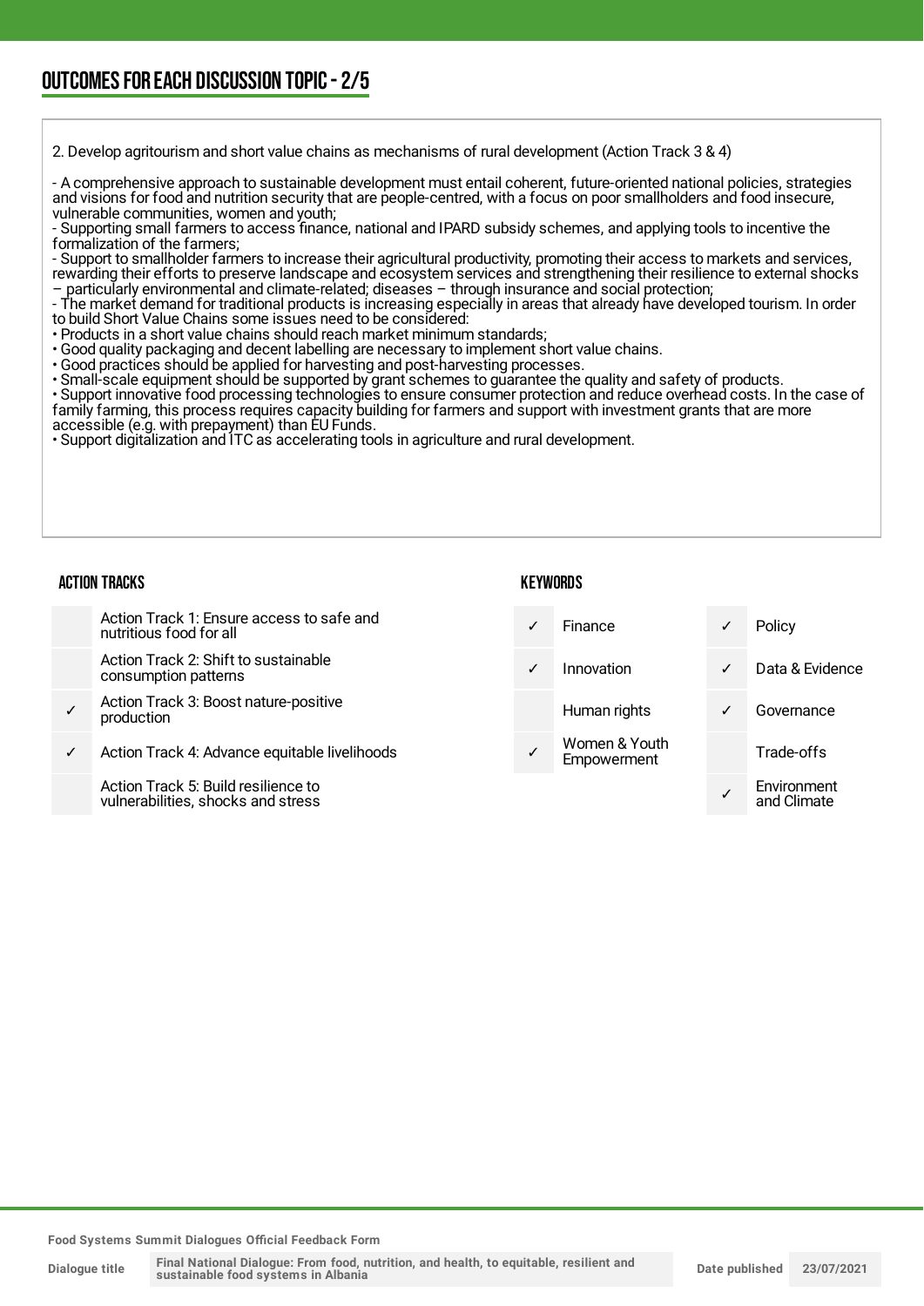## OUTCOMES FOR EACH DISCUSSION TOPIC - 2/5

2. Develop agritourism and short value chains as mechanisms of rural development (Action Track 3 & 4)

- A comprehensive approach to sustainable development must entail coherent, future-oriented national policies, strategies and visions for food and nutrition security that are people-centred, with a focus on poor smallholders and food insecure, vulnerable communities, women and youth;
- Supporting small farmers to access finance, national and IPARD subsidy schemes, and applying tools to incentive the formalization of the farmers;
- Support to smallholder farmers to increase their agricultural productivity, promoting their access to markets and services, rewarding their efforts to preserve landscape and ecosystem services and strengthening their resilience to external shocks – particularly environmental and climate-related; diseases – through insurance and social protection;
- The market demand for traditional products is increasing especially in areas that already have developed tourism. In order to build Short Value Chains some issues need to be considered:
• Products in a short value chains should reach market minimum standards;
• Good quality packaging and decent labelling are necessary to implement short value chains.
• Good practices should be applied for harvesting and post-harvesting processes.
• Small-scale equipment should be supported by grant schemes to guarantee the quality and safety of products.
• Support innovative food processing technologies to ensure consumer protection and reduce overhead costs. In the case of family farming, this process requires capacity building for farmers and support with investment grants that are more accessible (e.g. with prepayment) than EU Funds.
• Support digitalization and ITC as accelerating tools in agriculture and rural development.

### ACTION TRACKS

| | |
|---|---|
| | Action Track 1: Ensure access to safe and nutritious food for all |
| | Action Track 2: Shift to sustainable consumption patterns |
| ✓ | Action Track 3: Boost nature-positive production |
| ✓ | Action Track 4: Advance equitable livelihoods |
| | Action Track 5: Build resilience to vulnerabilities, shocks and stress |

### KEYWORDS

| | | | |
|---|---|---|---|
| ✓ | Finance | ✓ | Policy |
| ✓ | Innovation | ✓ | Data & Evidence |
| | Human rights | ✓ | Governance |
| ✓ | Women & Youth Empowerment | | Trade-offs |
| | | ✓ | Environment and Climate |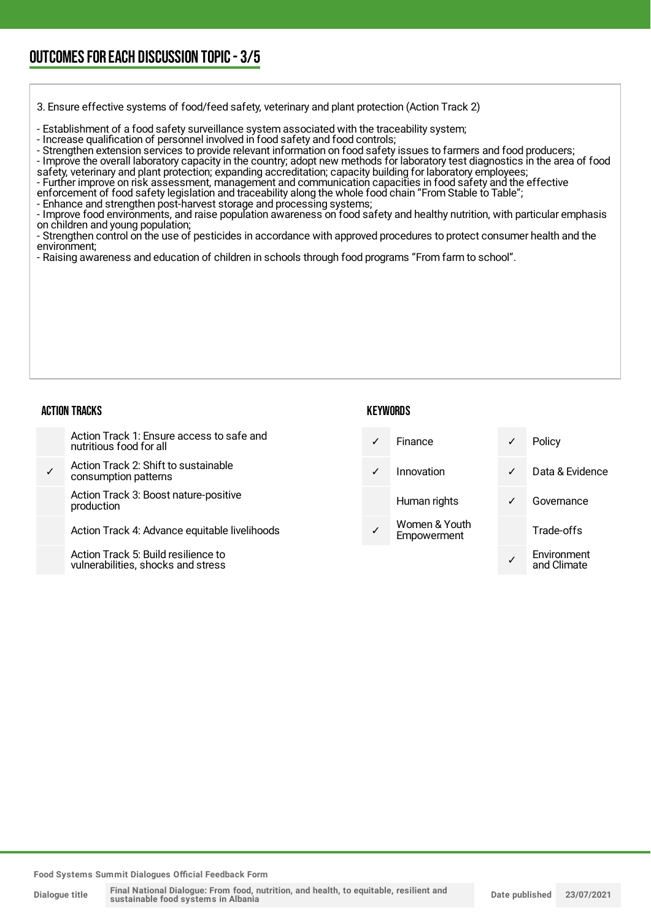## OUTCOMES FOR EACH DISCUSSION TOPIC - 3/5

3. Ensure effective systems of food/feed safety, veterinary and plant protection (Action Track 2)

- Establishment of a food safety surveillance system associated with the traceability system;
- Increase qualification of personnel involved in food safety and food controls;
- Strengthen extension services to provide relevant information on food safety issues to farmers and food producers;
- Improve the overall laboratory capacity in the country; adopt new methods for laboratory test diagnostics in the area of food safety, veterinary and plant protection; expanding accreditation; capacity building for laboratory employees;
- Further improve on risk assessment, management and communication capacities in food safety and the effective enforcement of food safety legislation and traceability along the whole food chain "From Stable to Table";
- Enhance and strengthen post-harvest storage and processing systems;
- Improve food environments, and raise population awareness on food safety and healthy nutrition, with particular emphasis on children and young population;
- Strengthen control on the use of pesticides in accordance with approved procedures to protect consumer health and the environment;
- Raising awareness and education of children in schools through food programs "From farm to school".

### ACTION TRACKS

| | |
|---|---|
| | Action Track 1: Ensure access to safe and nutritious food for all |
| ✓ | Action Track 2: Shift to sustainable consumption patterns |
| | Action Track 3: Boost nature-positive production |
| | Action Track 4: Advance equitable livelihoods |
| | Action Track 5: Build resilience to vulnerabilities, shocks and stress |

### KEYWORDS

| | | | |
|---|---|---|---|
| ✓ | Finance | ✓ | Policy |
| ✓ | Innovation | ✓ | Data & Evidence |
| | Human rights | ✓ | Governance |
| ✓ | Women & Youth Empowerment | | Trade-offs |
| | | ✓ | Environment and Climate |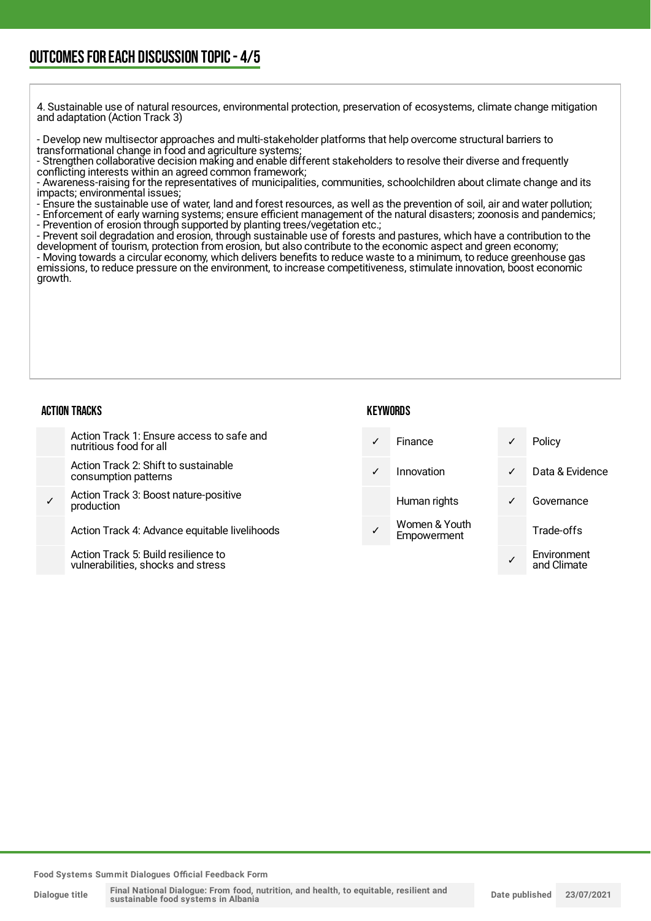## OUTCOMES FOR EACH DISCUSSION TOPIC - 4/5

4. Sustainable use of natural resources, environmental protection, preservation of ecosystems, climate change mitigation and adaptation (Action Track 3)

- Develop new multisector approaches and multi-stakeholder platforms that help overcome structural barriers to transformational change in food and agriculture systems;
- Strengthen collaborative decision making and enable different stakeholders to resolve their diverse and frequently conflicting interests within an agreed common framework;
- Awareness-raising for the representatives of municipalities, communities, schoolchildren about climate change and its impacts; environmental issues;
- Ensure the sustainable use of water, land and forest resources, as well as the prevention of soil, air and water pollution;
- Enforcement of early warning systems; ensure efficient management of the natural disasters; zoonosis and pandemics;
- Prevention of erosion through supported by planting trees/vegetation etc.;
- Prevent soil degradation and erosion, through sustainable use of forests and pastures, which have a contribution to the development of tourism, protection from erosion, but also contribute to the economic aspect and green economy;
- Moving towards a circular economy, which delivers benefits to reduce waste to a minimum, to reduce greenhouse gas emissions, to reduce pressure on the environment, to increase competitiveness, stimulate innovation, boost economic growth.

### ACTION TRACKS

| | |
|---|---|
| | Action Track 1: Ensure access to safe and nutritious food for all |
| | Action Track 2: Shift to sustainable consumption patterns |
| ✓ | Action Track 3: Boost nature-positive production |
| | Action Track 4: Advance equitable livelihoods |
| | Action Track 5: Build resilience to vulnerabilities, shocks and stress |

### KEYWORDS

| | | | |
|---|---|---|---|
| ✓ | Finance | ✓ | Policy |
| ✓ | Innovation | ✓ | Data & Evidence |
| | Human rights | ✓ | Governance |
| ✓ | Women & Youth Empowerment | | Trade-offs |
| | | ✓ | Environment and Climate |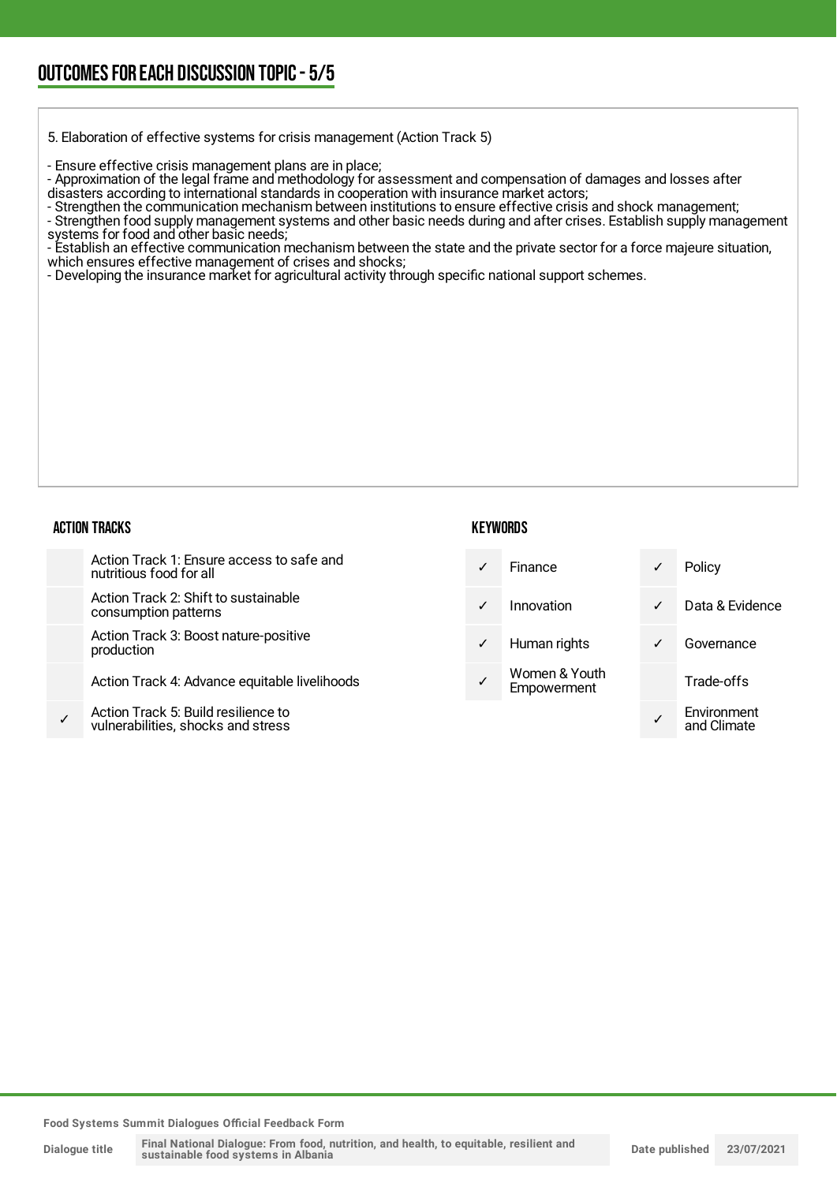## OUTCOMES FOR EACH DISCUSSION TOPIC - 5/5

5. Elaboration of effective systems for crisis management (Action Track 5)

- Ensure effective crisis management plans are in place;
- Approximation of the legal frame and methodology for assessment and compensation of damages and losses after disasters according to international standards in cooperation with insurance market actors;
- Strengthen the communication mechanism between institutions to ensure effective crisis and shock management;
- Strengthen food supply management systems and other basic needs during and after crises. Establish supply management systems for food and other basic needs;
- Establish an effective communication mechanism between the state and the private sector for a force majeure situation, which ensures effective management of crises and shocks;
- Developing the insurance market for agricultural activity through specific national support schemes.

### ACTION TRACKS

| | |
|---|---|
| | Action Track 1: Ensure access to safe and nutritious food for all |
| | Action Track 2: Shift to sustainable consumption patterns |
| | Action Track 3: Boost nature-positive production |
| | Action Track 4: Advance equitable livelihoods |
| ✓ | Action Track 5: Build resilience to vulnerabilities, shocks and stress |

### KEYWORDS

| | | | |
|---|---|---|---|
| ✓ | Finance | ✓ | Policy |
| ✓ | Innovation | ✓ | Data & Evidence |
| ✓ | Human rights | ✓ | Governance |
| ✓ | Women & Youth Empowerment | | Trade-offs |
| | | ✓ | Environment and Climate |

Food Systems Summit Dialogues Official Feedback Form

| Dialogue title | Final National Dialogue: From food, nutrition, and health, to equitable, resilient and sustainable food systems in Albania | Date published | 23/07/2021 |
|---|---|---|---|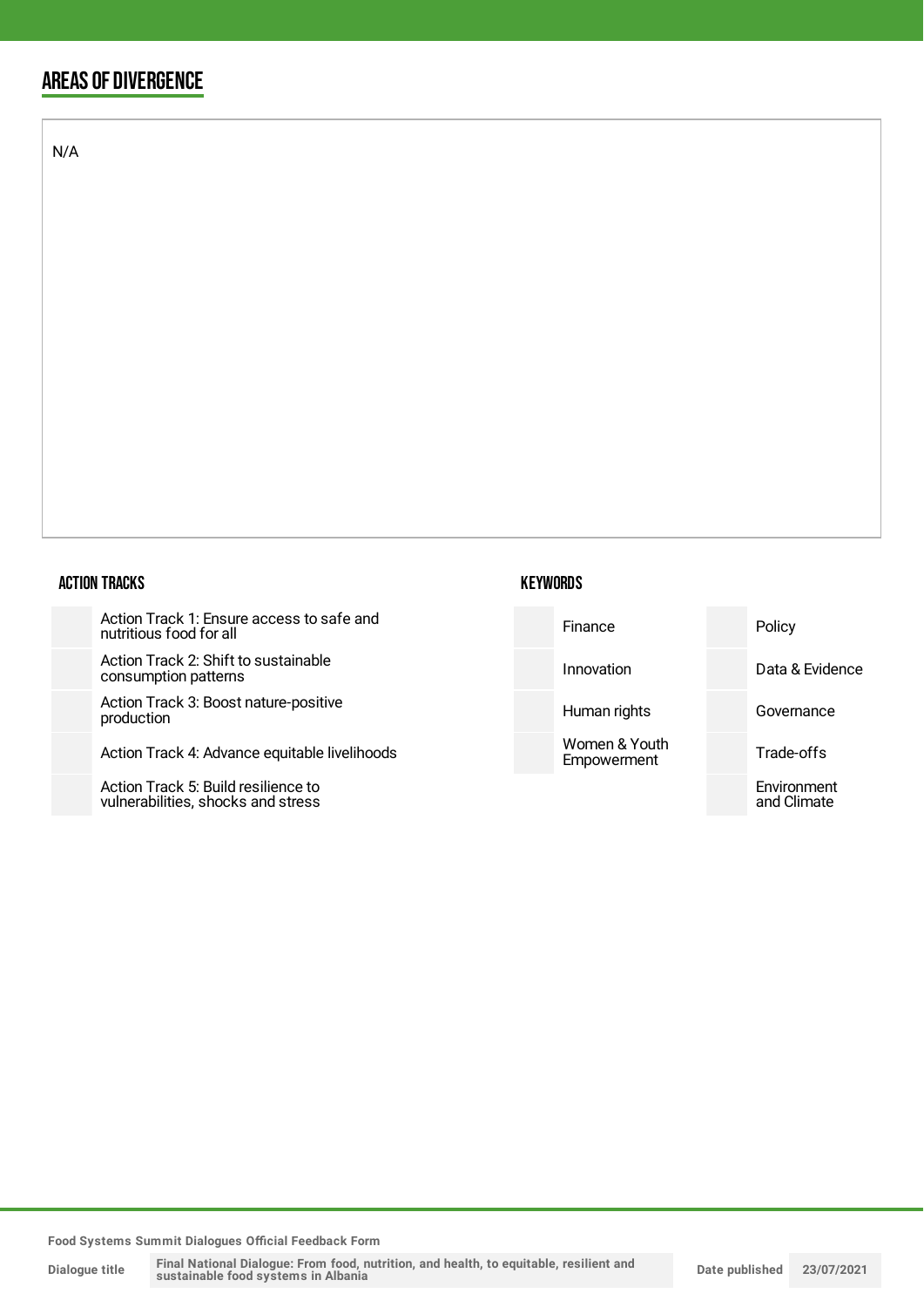## AREAS OF DIVERGENCE

N/A

### ACTION TRACKS

- Action Track 1: Ensure access to safe and nutritious food for all
- Action Track 2: Shift to sustainable consumption patterns
- Action Track 3: Boost nature-positive production
- Action Track 4: Advance equitable livelihoods
- Action Track 5: Build resilience to vulnerabilities, shocks and stress

### KEYWORDS

- Finance
- Innovation
- Human rights
- Women & Youth Empowerment
- Policy
- Data & Evidence
- Governance
- Trade-offs
- Environment and Climate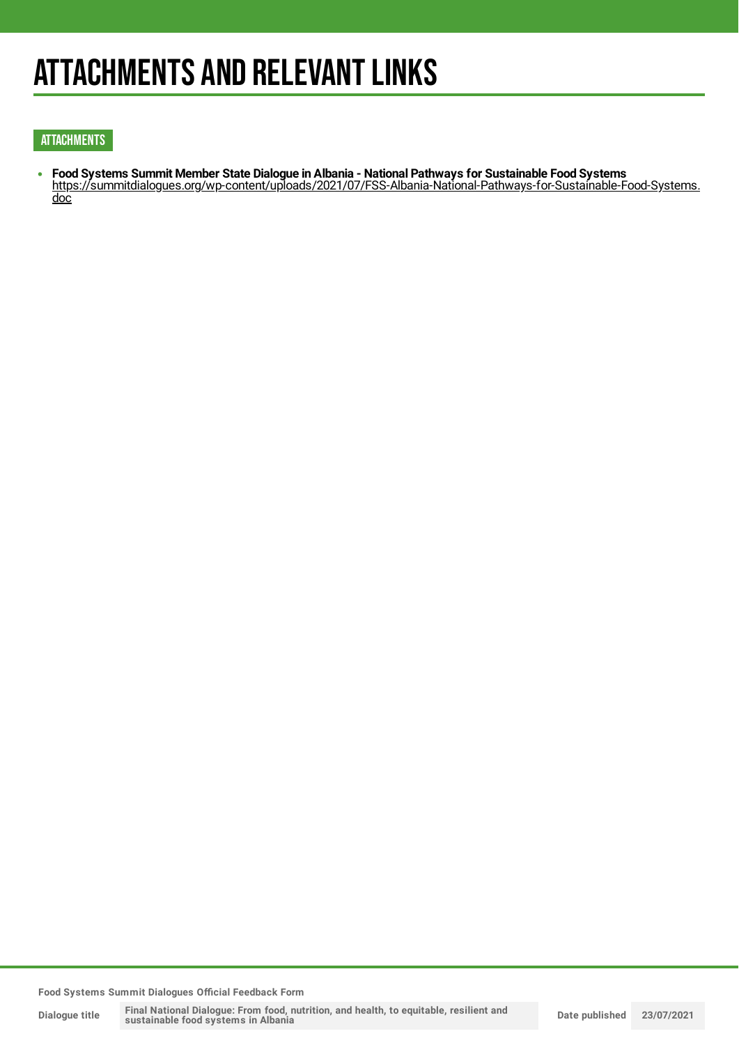# ATTACHMENTS AND RELEVANT LINKS

## ATTACHMENTS

- **Food Systems Summit Member State Dialogue in Albania - National Pathways for Sustainable Food Systems**
  https://summitdialogues.org/wp-content/uploads/2021/07/FSS-Albania-National-Pathways-for-Sustainable-Food-Systems.doc